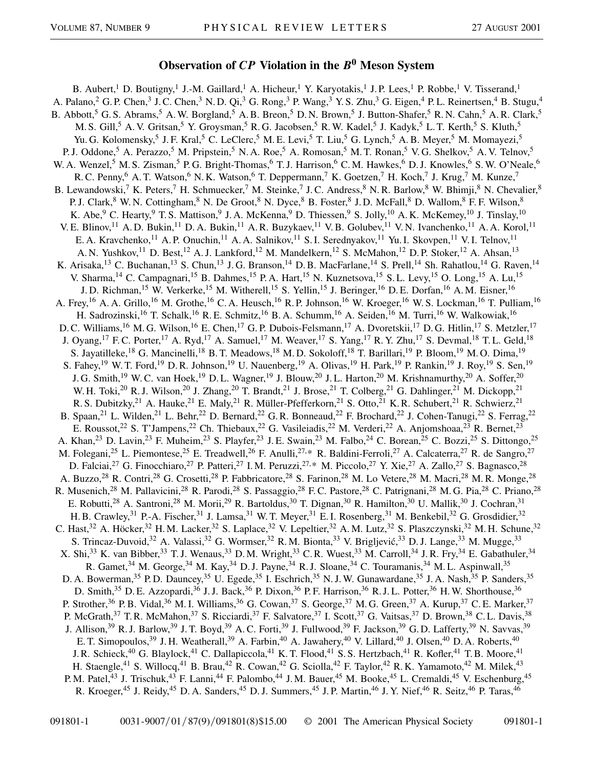# Observation of $CP$ Violation in the $B^0$ Meson System

B. Aubert,[1] D. Boutigny,[1] J.-M. Gaillard,[1] A. Hicheur,[1] Y. Karyotakis,[1] J. P. Lees,[1] P. Robbe,[1] V. Tisserand,[1] A. Palano,[2] G. P. Chen,[3] J. C. Chen,[3] N. D. Qi,[3] G. Rong,[3] P. Wang,[3] Y. S. Zhu,[3] G. Eigen,[4] P. L. Reinertsen,[4] B. Stugu,[4] B. Abbott,[5] G. S. Abrams,[5] A. W. Borgland,[5] A. B. Breon,[5] D. N. Brown,[5] J. Button-Shafer,[5] R. N. Cahn,[5] A. R. Clark,[5] M. S. Gill,[5] A. V. Gritsan,[5] Y. Groysman,[5] R. G. Jacobsen,[5] R. W. Kadel,[5] J. Kadyk,[5] L. T. Kerth,[5] S. Kluth,[5] Yu. G. Kolomensky,[5] J. F. Kral,[5] C. LeClerc,[5] M. E. Levi,[5] T. Liu,[5] G. Lynch,[5] A. B. Meyer,[5] M. Momayezi,[5] P. J. Oddone,[5] A. Perazzo,[5] M. Pripstein,[5] N. A. Roe,[5] A. Romosan,[5] M. T. Ronan,[5] V. G. Shelkov,[5] A. V. Telnov,[5] W. A. Wenzel,[5] M. S. Zisman,[5] P. G. Bright-Thomas,[6] T. J. Harrison,[6] C. M. Hawkes,[6] D. J. Knowles,[6] S. W. O'Neale,[6] R. C. Penny,[6] A. T. Watson,[6] N. K. Watson,[6] T. Deppermann,[7] K. Goetzen,[7] H. Koch,[7] J. Krug,[7] M. Kunze,[7] B. Lewandowski,[7] K. Peters,[7] H. Schmuecker,[7] M. Steinke,[7] J. C. Andress,[8] N. R. Barlow,[8] W. Bhimji,[8] N. Chevalier,[8] P. J. Clark,[8] W. N. Cottingham,[8] N. De Groot,[8] N. Dyce,[8] B. Foster,[8] J. D. McFall,[8] D. Wallom,[8] F. F. Wilson,[8] K. Abe,[9] C. Hearty,[9] T. S. Mattison,[9] J. A. McKenna,[9] D. Thiessen,[9] S. Jolly,[10] A. K. McKemey,[10] J. Tinslay,[10] V. E. Blinov,[11] A. D. Bukin,[11] D. A. Bukin,[11] A. R. Buzykaev,[11] V. B. Golubev,[11] V. N. Ivanchenko,[11] A. A. Korol,[11] E. A. Kravchenko,[11] A. P. Onuchin,[11] A. A. Salnikov,[11] S. I. Serednyakov,[11] Yu. I. Skovpen,[11] V. I. Telnov,[11] A. N. Yushkov,[11] D. Best,[12] A. J. Lankford,[12] M. Mandelkern,[12] S. McMahon,[12] D. P. Stoker,[12] A. Ahsan,[13] K. Arisaka,[13] C. Buchanan,[13] S. Chun,[13] J. G. Branson,[14] D. B. MacFarlane,[14] S. Prell,[14] Sh. Rahatlou,[14] G. Raven,[14] V. Sharma,[14] C. Campagnari,[15] B. Dahmes,[15] P. A. Hart,[15] N. Kuznetsova,[15] S. L. Levy,[15] O. Long,[15] A. Lu,[15] J. D. Richman,[15] W. Verkerke,[15] M. Witherell,[15] S. Yellin,[15] J. Beringer,[16] D. E. Dorfan,[16] A. M. Eisner,[16] A. Frey,[16] A. A. Grillo,[16] M. Grothe,[16] C. A. Heusch,[16] R. P. Johnson,[16] W. Kroeger,[16] W. S. Lockman,[16] T. Pulliam,[16] H. Sadrozinski,[16] T. Schalk,[16] R. E. Schmitz,[16] B. A. Schumm,[16] A. Seiden,[16] M. Turri,[16] W. Walkowiak,[16] D. C. Williams,[16] M. G. Wilson,[16] E. Chen,[17] G. P. Dubois-Felsmann,[17] A. Dvoretskii,[17] D. G. Hitlin,[17] S. Metzler,[17] J. Oyang,[17] F. C. Porter,[17] A. Ryd,[17] A. Samuel,[17] M. Weaver,[17] S. Yang,[17] R. Y. Zhu,[17] S. Devmal,[18] T. L. Geld,[18] S. Jayatilleke,[18] G. Mancinelli,[18] B. T. Meadows,[18] M. D. Sokoloff,[18] T. Barillari,[19] P. Bloom,[19] M. O. Dima,[19] S. Fahey,[19] W. T. Ford,[19] D. R. Johnson,[19] U. Nauenberg,[19] A. Olivas,[19] H. Park,[19] P. Rankin,[19] J. Roy,[19] S. Sen,[19] J. G. Smith,[19] W. C. van Hoek,[19] D. L. Wagner,[19] J. Blouw,[20] J. L. Harton,[20] M. Krishnamurthy,[20] A. Soffer,[20] W. H. Toki,[20] R. J. Wilson,[20] J. Zhang,[20] T. Brandt,[21] J. Brose,[21] T. Colberg,[21] G. Dahlinger,[21] M. Dickopp,[21] R. S. Dubitzky,[21] A. Hauke,[21] E. Maly,[21] R. Müller-Pfefferkorn,[21] S. Otto,[21] K. R. Schubert,[21] R. Schwierz,[21] B. Spaan,[21] L. Wilden,[21] L. Behr,[22] D. Bernard,[22] G. R. Bonneaud,[22] F. Brochard,[22] J. Cohen-Tanugi,[22] S. Ferrag,[22] E. Roussot,[22] S. T'Jampens,[22] Ch. Thiebaux,[22] G. Vasileiadis,[22] M. Verderi,[22] A. Anjomshoaa,[23] R. Bernet,[23] A. Khan,[23] D. Lavin,[23] F. Muheim,[23] S. Playfer,[23] J. E. Swain,[23] M. Falbo,[24] C. Borean,[25] C. Bozzi,[25] S. Dittongo,[25] M. Folegani,[25] L. Piemontese,[25] E. Treadwell,[26] F. Anulli,[27,*] R. Baldini-Ferroli,[27] A. Calcaterra,[27] R. de Sangro,[27] D. Falciai,[27] G. Finocchiaro,[27] P. Patteri,[27] I. M. Peruzzi,[27,*] M. Piccolo,[27] Y. Xie,[27] A. Zallo,[27] S. Bagnasco,[28] A. Buzzo,[28] R. Contri,[28] G. Crosetti,[28] P. Fabbricatore,[28] S. Farinon,[28] M. Lo Vetere,[28] M. Macri,[28] M. R. Monge,[28] R. Musenich,[28] M. Pallavicini,[28] R. Parodi,[28] S. Passaggio,[28] F. C. Pastore,[28] C. Patrignani,[28] M. G. Pia,[28] C. Priano,[28] E. Robutti,[28] A. Santroni,[28] M. Morii,[29] R. Bartoldus,[30] T. Dignan,[30] R. Hamilton,[30] U. Mallik,[30] J. Cochran,[31] H. B. Crawley,[31] P.-A. Fischer,[31] J. Lamsa,[31] W. T. Meyer,[31] E. I. Rosenberg,[31] M. Benkebil,[32] G. Grosdidier,[32] C. Hast,[32] A. Höcker,[32] H. M. Lacker,[32] S. Laplace,[32] V. Lepeltier,[32] A. M. Lutz,[32] S. Plaszczynski,[32] M. H. Schune,[32] S. Trincaz-Duvoid,[32] A. Valassi,[32] G. Wormser,[32] R. M. Bionta,[33] V. Brigljević,[33] D. J. Lange,[33] M. Mugge,[33] X. Shi,[33] K. van Bibber,[33] T. J. Wenaus,[33] D. M. Wright,[33] C. R. Wuest,[33] M. Carroll,[34] J. R. Fry,[34] E. Gabathuler,[34] R. Gamet,[34] M. George,[34] M. Kay,[34] D. J. Payne,[34] R. J. Sloane,[34] C. Touramanis,[34] M. L. Aspinwall,[35] D. A. Bowerman,[35] P. D. Dauncey,[35] U. Egede,[35] I. Eschrich,[35] N. J. W. Gunawardane,[35] J. A. Nash,[35] P. Sanders,[35] D. Smith,[35] D. E. Azzopardi,[36] J. J. Back,[36] P. Dixon,[36] P. F. Harrison,[36] R. J. L. Potter,[36] H. W. Shorthouse,[36] P. Strother,[36] P. B. Vidal,[36] M. I. Williams,[36] G. Cowan,[37] S. George,[37] M. G. Green,[37] A. Kurup,[37] C. E. Marker,[37] P. McGrath,[37] T. R. McMahon,[37] S. Ricciardi,[37] F. Salvatore,[37] I. Scott,[37] G. Vaitsas,[37] D. Brown,[38] C. L. Davis,[38] J. Allison,[39] R. J. Barlow,[39] J. T. Boyd,[39] A. C. Forti,[39] J. Fullwood,[39] F. Jackson,[39] G. D. Lafferty,[39] N. Savvas,[39] E. T. Simopoulos,[39] J. H. Weatherall,[39] A. Farbin,[40] A. Jawahery,[40] V. Lillard,[40] J. Olsen,[40] D. A. Roberts,[40] J. R. Schieck,[40] G. Blaylock,[41] C. Dallapiccola,[41] K. T. Flood,[41] S. S. Hertzbach,[41] R. Kofler,[41] T. B. Moore,[41] H. Staengle,[41] S. Willocq,[41] B. Brau,[42] R. Cowan,[42] G. Sciolla,[42] F. Taylor,[42] R. K. Yamamoto,[42] M. Milek,[43] P. M. Patel,[43] J. Trischuk,[43] F. Lanni,[44] F. Palombo,[44] J. M. Bauer,[45] M. Booke,[45] L. Cremaldi,[45] V. Eschenburg,[45] R. Kroeger,[45] J. Reidy,[45] D. A. Sanders,[45] D. J. Summers,[45] J. P. Martin,[46] J. Y. Nief,[46] R. Seitz,[46] P. Taras,[46]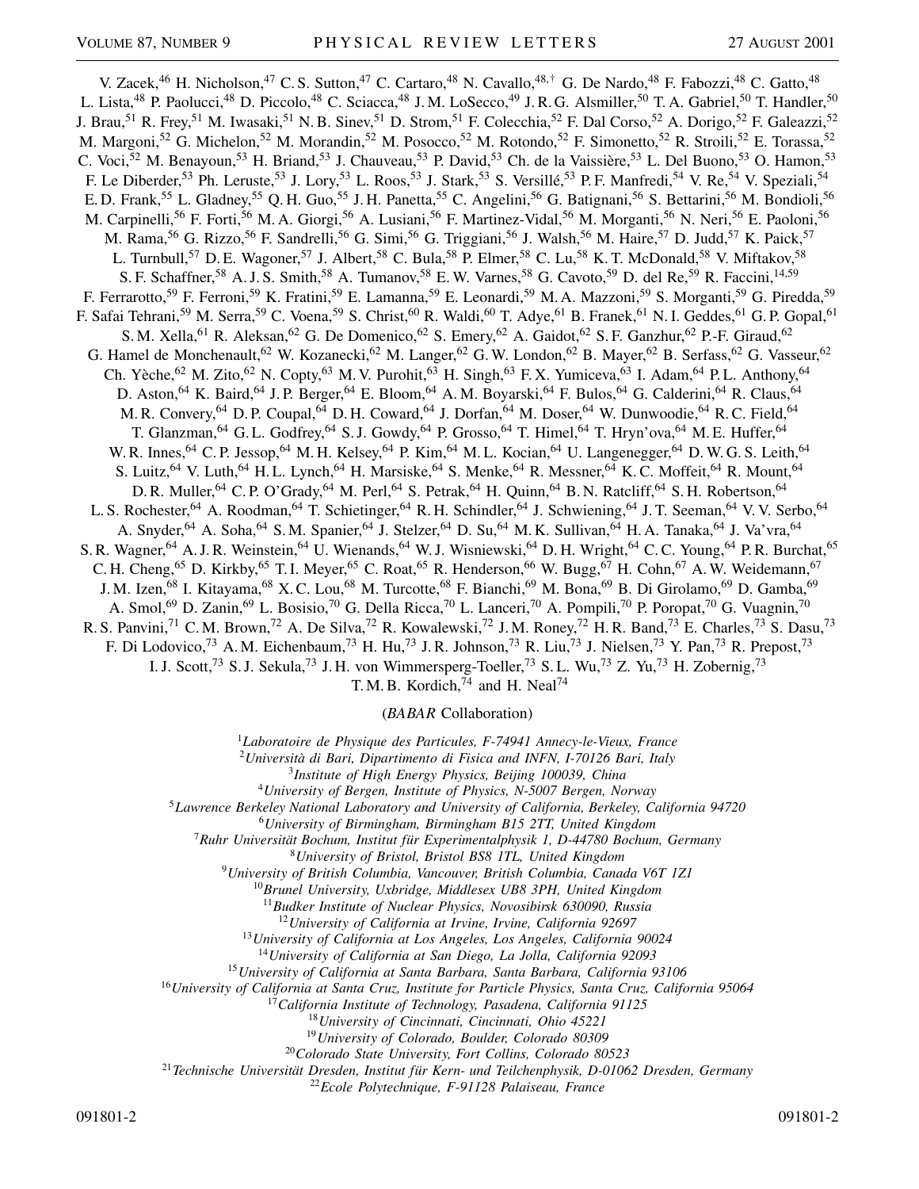V. Zacek,[46] H. Nicholson,[47] C. S. Sutton,[47] C. Cartaro,[48] N. Cavallo,[48,†] G. De Nardo,[48] F. Fabozzi,[48] C. Gatto,[48] L. Lista,[48] P. Paolucci,[48] D. Piccolo,[48] C. Sciacca,[48] J. M. LoSecco,[49] J. R. G. Alsmiller,[50] T. A. Gabriel,[50] T. Handler,[50] J. Brau,[51] R. Frey,[51] M. Iwasaki,[51] N. B. Sinev,[51] D. Strom,[51] F. Colecchia,[52] F. Dal Corso,[52] A. Dorigo,[52] F. Galeazzi,[52] M. Margoni,[52] G. Michelon,[52] M. Morandin,[52] M. Posocco,[52] M. Rotondo,[52] F. Simonetto,[52] R. Stroili,[52] E. Torassa,[52] C. Voci,[52] M. Benayoun,[53] H. Briand,[53] J. Chauveau,[53] P. David,[53] Ch. de la Vaissière,[53] L. Del Buono,[53] O. Hamon,[53] F. Le Diberder,[53] Ph. Leruste,[53] J. Lory,[53] L. Roos,[53] J. Stark,[53] S. Versillé,[53] P. F. Manfredi,[54] V. Re,[54] V. Speziali,[54] E. D. Frank,[55] L. Gladney,[55] Q. H. Guo,[55] J. H. Panetta,[55] C. Angelini,[56] G. Batignani,[56] S. Bettarini,[56] M. Bondioli,[56] M. Carpinelli,[56] F. Forti,[56] M. A. Giorgi,[56] A. Lusiani,[56] F. Martinez-Vidal,[56] M. Morganti,[56] N. Neri,[56] E. Paoloni,[56] M. Rama,[56] G. Rizzo,[56] F. Sandrelli,[56] G. Simi,[56] G. Triggiani,[56] J. Walsh,[56] M. Haire,[57] D. Judd,[57] K. Paick,[57] L. Turnbull,[57] D. E. Wagoner,[57] J. Albert,[58] C. Bula,[58] P. Elmer,[58] C. Lu,[58] K. T. McDonald,[58] V. Miftakov,[58] S. F. Schaffner,[58] A. J. S. Smith,[58] A. Tumanov,[58] E. W. Varnes,[58] G. Cavoto,[59] D. del Re,[59] R. Faccini,[14,59] F. Ferrarotto,[59] F. Ferroni,[59] K. Fratini,[59] E. Lamanna,[59] E. Leonardi,[59] M. A. Mazzoni,[59] S. Morganti,[59] G. Piredda,[59] F. Safai Tehrani,[59] M. Serra,[59] C. Voena,[59] S. Christ,[60] R. Waldi,[60] T. Adye,[61] B. Franek,[61] N. I. Geddes,[61] G. P. Gopal,[61] S. M. Xella,[61] R. Aleksan,[62] G. De Domenico,[62] S. Emery,[62] A. Gaidot,[62] S. F. Ganzhur,[62] P.-F. Giraud,[62] G. Hamel de Monchenault,[62] W. Kozanecki,[62] M. Langer,[62] G. W. London,[62] B. Mayer,[62] B. Serfass,[62] G. Vasseur,[62] Ch. Yèche,[62] M. Zito,[62] N. Copty,[63] M. V. Purohit,[63] H. Singh,[63] F. X. Yumiceva,[63] I. Adam,[64] P. L. Anthony,[64] D. Aston,[64] K. Baird,[64] J. P. Berger,[64] E. Bloom,[64] A. M. Boyarski,[64] F. Bulos,[64] G. Calderini,[64] R. Claus,[64] M. R. Convery,[64] D. P. Coupal,[64] D. H. Coward,[64] J. Dorfan,[64] M. Doser,[64] W. Dunwoodie,[64] R. C. Field,[64] T. Glanzman,[64] G. L. Godfrey,[64] S. J. Gowdy,[64] P. Grosso,[64] T. Himel,[64] T. Hryn'ova,[64] M. E. Huffer,[64] W. R. Innes,[64] C. P. Jessop,[64] M. H. Kelsey,[64] P. Kim,[64] M. L. Kocian,[64] U. Langenegger,[64] D. W. G. S. Leith,[64] S. Luitz,[64] V. Luth,[64] H. L. Lynch,[64] H. Marsiske,[64] S. Menke,[64] R. Messner,[64] K. C. Moffeit,[64] R. Mount,[64] D. R. Muller,[64] C. P. O'Grady,[64] M. Perl,[64] S. Petrak,[64] H. Quinn,[64] B. N. Ratcliff,[64] S. H. Robertson,[64] L. S. Rochester,[64] A. Roodman,[64] T. Schietinger,[64] R. H. Schindler,[64] J. Schwiening,[64] J. T. Seeman,[64] V. V. Serbo,[64] A. Snyder,[64] A. Soha,[64] S. M. Spanier,[64] J. Stelzer,[64] D. Su,[64] M. K. Sullivan,[64] H. A. Tanaka,[64] J. Va'vra,[64] S. R. Wagner,[64] A. J. R. Weinstein,[64] U. Wienands,[64] W. J. Wisniewski,[64] D. H. Wright,[64] C. C. Young,[64] P. R. Burchat,[65] C. H. Cheng,[65] D. Kirkby,[65] T. I. Meyer,[65] C. Roat,[65] R. Henderson,[66] W. Bugg,[67] H. Cohn,[67] A. W. Weidemann,[67] J. M. Izen,[68] I. Kitayama,[68] X. C. Lou,[68] M. Turcotte,[68] F. Bianchi,[69] M. Bona,[69] B. Di Girolamo,[69] D. Gamba,[69] A. Smol,[69] D. Zanin,[69] L. Bosisio,[70] G. Della Ricca,[70] L. Lanceri,[70] A. Pompili,[70] P. Poropat,[70] G. Vuagnin,[70] R. S. Panvini,[71] C. M. Brown,[72] A. De Silva,[72] R. Kowalewski,[72] J. M. Roney,[72] H. R. Band,[73] E. Charles,[73] S. Dasu,[73] F. Di Lodovico,[73] A. M. Eichenbaum,[73] H. Hu,[73] J. R. Johnson,[73] R. Liu,[73] J. Nielsen,[73] Y. Pan,[73] R. Prepost,[73] I. J. Scott,[73] S. J. Sekula,[73] J. H. von Wimmersperg-Toeller,[73] S. L. Wu,[73] Z. Yu,[73] H. Zobernig,[73] T. M. B. Kordich,[74] and H. Neal[74]

(*BABAR* Collaboration)

[1] *Laboratoire de Physique des Particules, F-74941 Annecy-le-Vieux, France*
[2] *Università di Bari, Dipartimento di Fisica and INFN, I-70126 Bari, Italy*
[3] *Institute of High Energy Physics, Beijing 100039, China*
[4] *University of Bergen, Institute of Physics, N-5007 Bergen, Norway*
[5] *Lawrence Berkeley National Laboratory and University of California, Berkeley, California 94720*
[6] *University of Birmingham, Birmingham B15 2TT, United Kingdom*
[7] *Ruhr Universität Bochum, Institut für Experimentalphysik 1, D-44780 Bochum, Germany*
[8] *University of Bristol, Bristol BS8 1TL, United Kingdom*
[9] *University of British Columbia, Vancouver, British Columbia, Canada V6T 1Z1*
[10] *Brunel University, Uxbridge, Middlesex UB8 3PH, United Kingdom*
[11] *Budker Institute of Nuclear Physics, Novosibirsk 630090, Russia*
[12] *University of California at Irvine, Irvine, California 92697*
[13] *University of California at Los Angeles, Los Angeles, California 90024*
[14] *University of California at San Diego, La Jolla, California 92093*
[15] *University of California at Santa Barbara, Santa Barbara, California 93106*
[16] *University of California at Santa Cruz, Institute for Particle Physics, Santa Cruz, California 95064*
[17] *California Institute of Technology, Pasadena, California 91125*
[18] *University of Cincinnati, Cincinnati, Ohio 45221*
[19] *University of Colorado, Boulder, Colorado 80309*
[20] *Colorado State University, Fort Collins, Colorado 80523*
[21] *Technische Universität Dresden, Institut für Kern- und Teilchenphysik, D-01062 Dresden, Germany*
[22] *Ecole Polytechnique, F-91128 Palaiseau, France*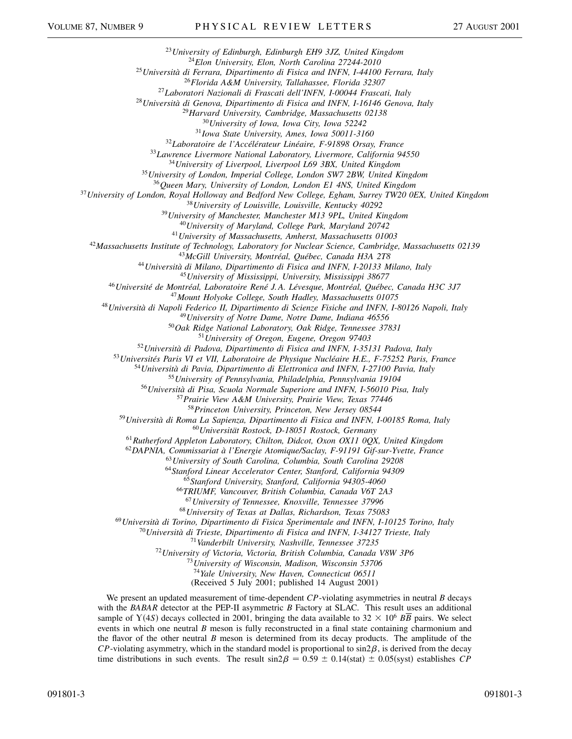[23]University of Edinburgh, Edinburgh EH9 3JZ, United Kingdom
[24]Elon University, Elon, North Carolina 27244-2010
[25]Università di Ferrara, Dipartimento di Fisica and INFN, I-44100 Ferrara, Italy
[26]Florida A&M University, Tallahassee, Florida 32307
[27]Laboratori Nazionali di Frascati dell'INFN, I-00044 Frascati, Italy
[28]Università di Genova, Dipartimento di Fisica and INFN, I-16146 Genova, Italy
[29]Harvard University, Cambridge, Massachusetts 02138
[30]University of Iowa, Iowa City, Iowa 52242
[31]Iowa State University, Ames, Iowa 50011-3160
[32]Laboratoire de l'Accélérateur Linéaire, F-91898 Orsay, France
[33]Lawrence Livermore National Laboratory, Livermore, California 94550
[34]University of Liverpool, Liverpool L69 3BX, United Kingdom
[35]University of London, Imperial College, London SW7 2BW, United Kingdom
[36]Queen Mary, University of London, London E1 4NS, United Kingdom
[37]University of London, Royal Holloway and Bedford New College, Egham, Surrey TW20 0EX, United Kingdom
[38]University of Louisville, Louisville, Kentucky 40292
[39]University of Manchester, Manchester M13 9PL, United Kingdom
[40]University of Maryland, College Park, Maryland 20742
[41]University of Massachusetts, Amherst, Massachusetts 01003
[42]Massachusetts Institute of Technology, Laboratory for Nuclear Science, Cambridge, Massachusetts 02139
[43]McGill University, Montréal, Québec, Canada H3A 2T8
[44]Università di Milano, Dipartimento di Fisica and INFN, I-20133 Milano, Italy
[45]University of Mississippi, University, Mississippi 38677
[46]Université de Montréal, Laboratoire René J. A. Lévesque, Montréal, Québec, Canada H3C 3J7
[47]Mount Holyoke College, South Hadley, Massachusetts 01075
[48]Università di Napoli Federico II, Dipartimento di Scienze Fisiche and INFN, I-80126 Napoli, Italy
[49]University of Notre Dame, Notre Dame, Indiana 46556
[50]Oak Ridge National Laboratory, Oak Ridge, Tennessee 37831
[51]University of Oregon, Eugene, Oregon 97403
[52]Università di Padova, Dipartimento di Fisica and INFN, I-35131 Padova, Italy
[53]Universités Paris VI et VII, Laboratoire de Physique Nucléaire H.E., F-75252 Paris, France
[54]Università di Pavia, Dipartimento di Elettronica and INFN, I-27100 Pavia, Italy
[55]University of Pennsylvania, Philadelphia, Pennsylvania 19104
[56]Università di Pisa, Scuola Normale Superiore and INFN, I-56010 Pisa, Italy
[57]Prairie View A&M University, Prairie View, Texas 77446
[58]Princeton University, Princeton, New Jersey 08544
[59]Università di Roma La Sapienza, Dipartimento di Fisica and INFN, I-00185 Roma, Italy
[60]Universität Rostock, D-18051 Rostock, Germany
[61]Rutherford Appleton Laboratory, Chilton, Didcot, Oxon OX11 0QX, United Kingdom
[62]DAPNIA, Commissariat à l'Energie Atomique/Saclay, F-91191 Gif-sur-Yvette, France
[63]University of South Carolina, Columbia, South Carolina 29208
[64]Stanford Linear Accelerator Center, Stanford, California 94309
[65]Stanford University, Stanford, California 94305-4060
[66]TRIUMF, Vancouver, British Columbia, Canada V6T 2A3
[67]University of Tennessee, Knoxville, Tennessee 37996
[68]University of Texas at Dallas, Richardson, Texas 75083
[69]Università di Torino, Dipartimento di Fisica Sperimentale and INFN, I-10125 Torino, Italy
[70]Università di Trieste, Dipartimento di Fisica and INFN, I-34127 Trieste, Italy
[71]Vanderbilt University, Nashville, Tennessee 37235
[72]University of Victoria, Victoria, British Columbia, Canada V8W 3P6
[73]University of Wisconsin, Madison, Wisconsin 53706
[74]Yale University, New Haven, Connecticut 06511

(Received 5 July 2001; published 14 August 2001)

We present an updated measurement of time-dependent *CP*-violating asymmetries in neutral *B* decays with the *BABAR* detector at the PEP-II asymmetric *B* Factory at SLAC. This result uses an additional sample of $\Upsilon(4S)$ decays collected in 2001, bringing the data available to $32 \times 10^6$ $B\overline{B}$ pairs. We select events in which one neutral *B* meson is fully reconstructed in a final state containing charmonium and the flavor of the other neutral *B* meson is determined from its decay products. The amplitude of the *CP*-violating asymmetry, which in the standard model is proportional to $\sin 2\beta$, is derived from the decay time distributions in such events. The result $\sin 2\beta = 0.59 \pm 0.14(\text{stat}) \pm 0.05(\text{syst})$ establishes *CP*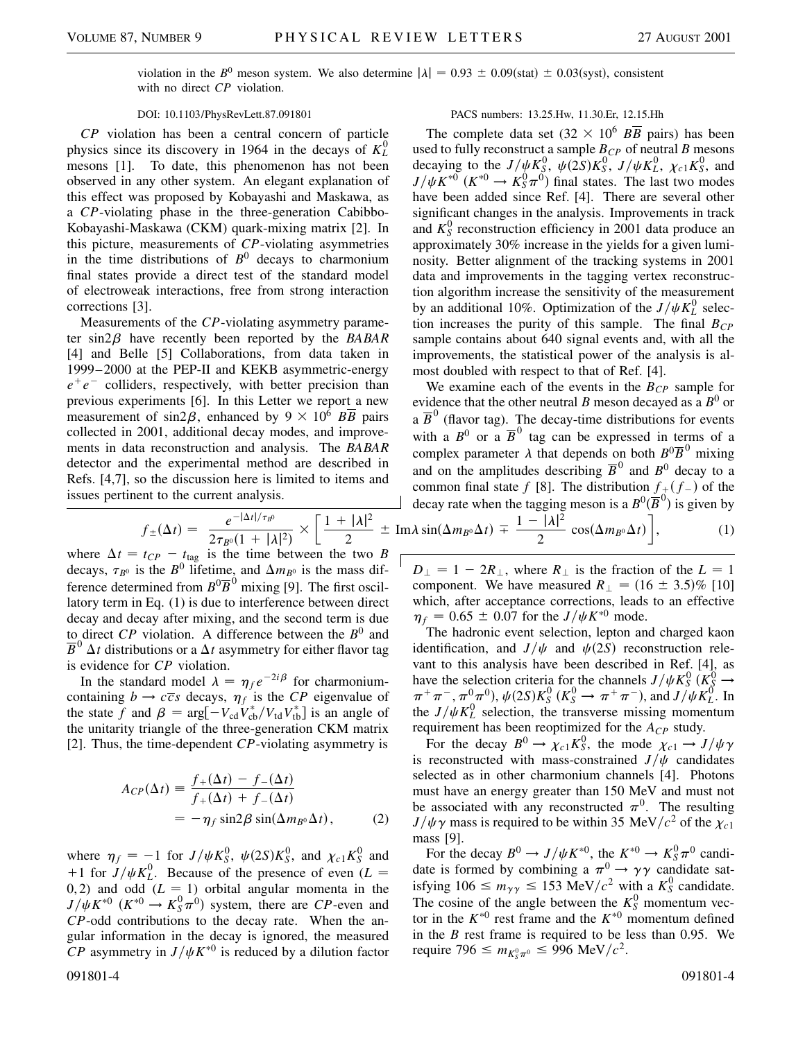violation in the $B^0$ meson system. We also determine $|\lambda| = 0.93 \pm 0.09(\text{stat}) \pm 0.03(\text{syst})$, consistent with no direct *CP* violation.

DOI: 10.1103/PhysRevLett.87.091801 PACS numbers: 13.25.Hw, 11.30.Er, 12.15.Hh

*CP* violation has been a central concern of particle physics since its discovery in 1964 in the decays of $K_L^0$ mesons [1]. To date, this phenomenon has not been observed in any other system. An elegant explanation of this effect was proposed by Kobayashi and Maskawa, as a *CP*-violating phase in the three-generation Cabibbo-Kobayashi-Maskawa (CKM) quark-mixing matrix [2]. In this picture, measurements of *CP*-violating asymmetries in the time distributions of $B^0$ decays to charmonium final states provide a direct test of the standard model of electroweak interactions, free from strong interaction corrections [3].

Measurements of the *CP*-violating asymmetry parameter $\sin 2\beta$ have recently been reported by the *BABAR* [4] and Belle [5] Collaborations, from data taken in 1999–2000 at the PEP-II and KEKB asymmetric-energy $e^+e^-$ colliders, respectively, with better precision than previous experiments [6]. In this Letter we report a new measurement of $\sin 2\beta$, enhanced by $9 \times 10^6$ $B\overline{B}$ pairs collected in 2001, additional decay modes, and improvements in data reconstruction and analysis. The *BABAR* detector and the experimental method are described in Refs. [4,7], so the discussion here is limited to items and issues pertinent to the current analysis.

The complete data set ($32 \times 10^6$ $B\overline{B}$ pairs) has been used to fully reconstruct a sample $B_{CP}$ of neutral $B$ mesons decaying to the $J/\psi K_S^0$, $\psi(2S)K_S^0$, $J/\psi K_L^0$, $\chi_{c1}K_S^0$, and $J/\psi K^{*0}$ ($K^{*0} \to K_S^0\pi^0$) final states. The last two modes have been added since Ref. [4]. There are several other significant changes in the analysis. Improvements in track and $K_S^0$ reconstruction efficiency in 2001 data produce an approximately 30% increase in the yields for a given luminosity. Better alignment of the tracking systems in 2001 data and improvements in the tagging vertex reconstruction algorithm increase the sensitivity of the measurement by an additional 10%. Optimization of the $J/\psi K_L^0$ selection increases the purity of this sample. The final $B_{CP}$ sample contains about 640 signal events and, with all the improvements, the statistical power of the analysis is almost doubled with respect to that of Ref. [4].

We examine each of the events in the $B_{CP}$ sample for evidence that the other neutral $B$ meson decayed as a $B^0$ or a $\overline{B}^0$ (flavor tag). The decay-time distributions for events with a $B^0$ or a $\overline{B}^0$ tag can be expressed in terms of a complex parameter $\lambda$ that depends on both $B^0\overline{B}^0$ mixing and on the amplitudes describing $\overline{B}^0$ and $B^0$ decay to a common final state $f$ [8]. The distribution $f_+(f_-)$ of the decay rate when the tagging meson is a $B^0(\overline{B}^0)$ is given by

$$f_{\pm}(\Delta t) = \frac{e^{-|\Delta t|/\tau_{B^0}}}{2\tau_{B^0}(1+|\lambda|^2)} \times \left[\frac{1+|\lambda|^2}{2} \pm \text{Im}\lambda \sin(\Delta m_{B^0}\Delta t) \mp \frac{1-|\lambda|^2}{2}\cos(\Delta m_{B^0}\Delta t)\right], \tag{1}$$

where $\Delta t = t_{CP} - t_{\text{tag}}$ is the time between the two $B$ decays, $\tau_{B^0}$ is the $B^0$ lifetime, and $\Delta m_{B^0}$ is the mass difference determined from $B^0\overline{B}^0$ mixing [9]. The first oscillatory term in Eq. (1) is due to interference between direct decay and decay after mixing, and the second term is due to direct *CP* violation. A difference between the $B^0$ and $\overline{B}^0$ $\Delta t$ distributions or a $\Delta t$ asymmetry for either flavor tag is evidence for *CP* violation.

In the standard model $\lambda = \eta_f e^{-2i\beta}$ for charmonium-containing $b \to c\overline{c}s$ decays, $\eta_f$ is the *CP* eigenvalue of the state $f$ and $\beta = \arg[-V_{\text{cd}}V_{\text{cb}}^*/V_{\text{td}}V_{\text{tb}}^*]$ is an angle of the unitarity triangle of the three-generation CKM matrix [2]. Thus, the time-dependent *CP*-violating asymmetry is

$$\begin{aligned} A_{CP}(\Delta t) &\equiv \frac{f_+(\Delta t) - f_-(\Delta t)}{f_+(\Delta t) + f_-(\Delta t)} \\ &= -\eta_f \sin 2\beta \sin(\Delta m_{B^0}\Delta t), \end{aligned} \tag{2}$$

where $\eta_f = -1$ for $J/\psi K_S^0$, $\psi(2S)K_S^0$, and $\chi_{c1}K_S^0$ and $+1$ for $J/\psi K_L^0$. Because of the presence of even ($L = 0, 2$) and odd ($L = 1$) orbital angular momenta in the $J/\psi K^{*0}$ ($K^{*0} \to K_S^0\pi^0$) system, there are *CP*-even and *CP*-odd contributions to the decay rate. When the angular information in the decay is ignored, the measured *CP* asymmetry in $J/\psi K^{*0}$ is reduced by a dilution factor $D_\perp = 1 - 2R_\perp$, where $R_\perp$ is the fraction of the $L = 1$ component. We have measured $R_\perp = (16 \pm 3.5)\%$ [10] which, after acceptance corrections, leads to an effective $\eta_f = 0.65 \pm 0.07$ for the $J/\psi K^{*0}$ mode.

The hadronic event selection, lepton and charged kaon identification, and $J/\psi$ and $\psi(2S)$ reconstruction relevant to this analysis have been described in Ref. [4], as have the selection criteria for the channels $J/\psi K_S^0$ ($K_S^0 \to \pi^+\pi^-, \pi^0\pi^0$), $\psi(2S)K_S^0$ ($K_S^0 \to \pi^+\pi^-$), and $J/\psi K_L^0$. In the $J/\psi K_L^0$ selection, the transverse missing momentum requirement has been reoptimized for the $A_{CP}$ study.

For the decay $B^0 \to \chi_{c1}K_S^0$, the mode $\chi_{c1} \to J/\psi\gamma$ is reconstructed with mass-constrained $J/\psi$ candidates selected as in other charmonium channels [4]. Photons must have an energy greater than 150 MeV and must not be associated with any reconstructed $\pi^0$. The resulting $J/\psi\gamma$ mass is required to be within 35 MeV/$c^2$ of the $\chi_{c1}$ mass [9].

For the decay $B^0 \to J/\psi K^{*0}$, the $K^{*0} \to K_S^0\pi^0$ candidate is formed by combining a $\pi^0 \to \gamma\gamma$ candidate satisfying $106 \le m_{\gamma\gamma} \le 153$ MeV/$c^2$ with a $K_S^0$ candidate. The cosine of the angle between the $K_S^0$ momentum vector in the $K^{*0}$ rest frame and the $K^{*0}$ momentum defined in the $B$ rest frame is required to be less than 0.95. We require $796 \le m_{K_S^0\pi^0} \le 996$ MeV/$c^2$.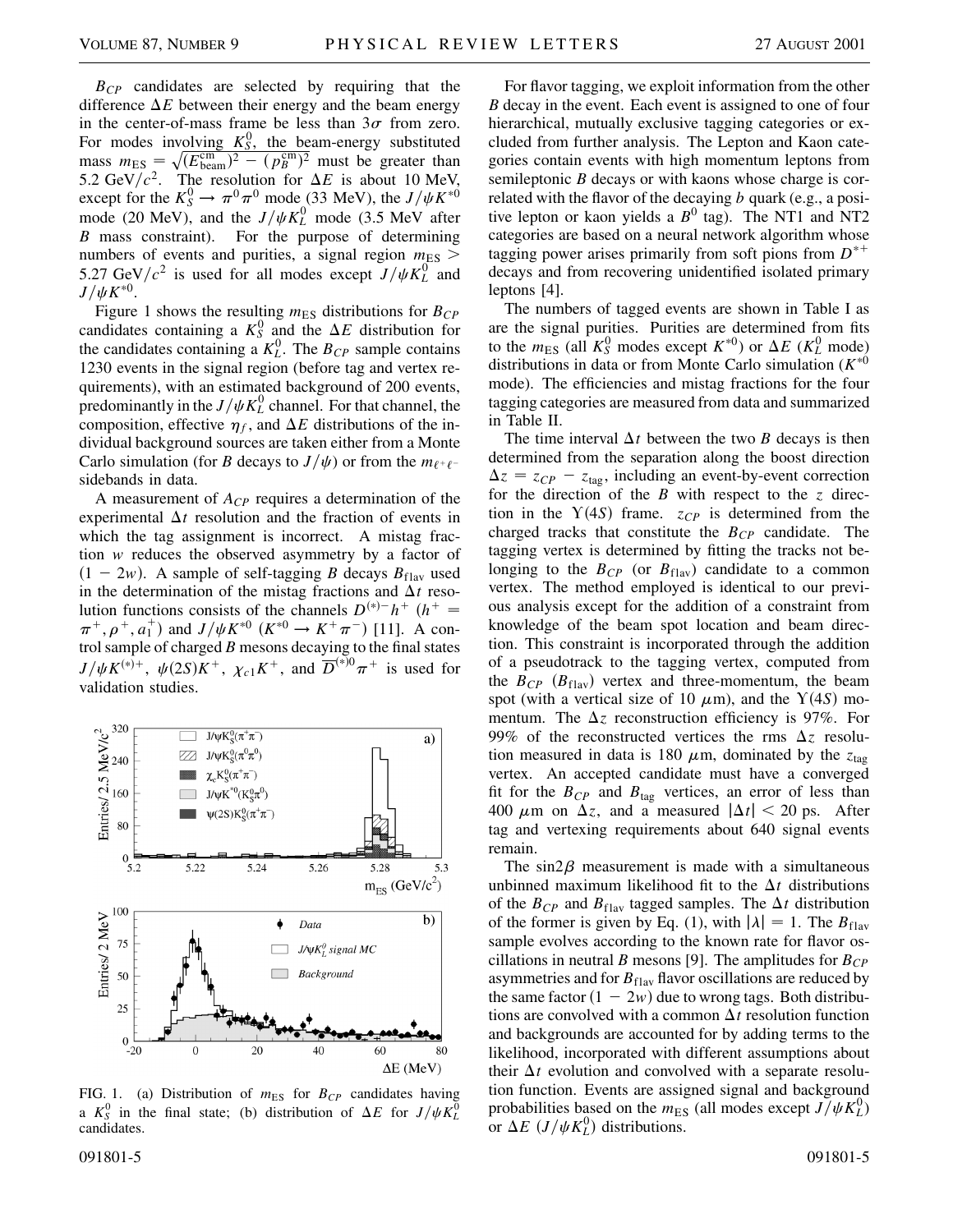$B_{CP}$ candidates are selected by requiring that the difference $\Delta E$ between their energy and the beam energy in the center-of-mass frame be less than $3\sigma$ from zero. For modes involving $K_S^0$, the beam-energy substituted mass $m_{\rm ES} = \sqrt{(E_{\rm beam}^{\rm cm})^2 - (p_B^{\rm cm})^2}$ must be greater than 5.2 GeV/$c^2$. The resolution for $\Delta E$ is about 10 MeV, except for the $K_S^0 \to \pi^0\pi^0$ mode (33 MeV), the $J/\psi K^{*0}$ mode (20 MeV), and the $J/\psi K_L^0$ mode (3.5 MeV after $B$ mass constraint). For the purpose of determining numbers of events and purities, a signal region $m_{\rm ES} >$ 5.27 GeV/$c^2$ is used for all modes except $J/\psi K_L^0$ and $J/\psi K^{*0}$.

Figure 1 shows the resulting $m_{\rm ES}$ distributions for $B_{CP}$ candidates containing a $K_S^0$ and the $\Delta E$ distribution for the candidates containing a $K_L^0$. The $B_{CP}$ sample contains 1230 events in the signal region (before tag and vertex requirements), with an estimated background of 200 events, predominantly in the $J/\psi K_L^0$ channel. For that channel, the composition, effective $\eta_f$, and $\Delta E$ distributions of the individual background sources are taken either from a Monte Carlo simulation (for $B$ decays to $J/\psi$) or from the $m_{\ell^+\ell^-}$ sidebands in data.

A measurement of $A_{CP}$ requires a determination of the experimental $\Delta t$ resolution and the fraction of events in which the tag assignment is incorrect. A mistag fraction $w$ reduces the observed asymmetry by a factor of $(1 - 2w)$. A sample of self-tagging $B$ decays $B_{\rm flav}$ used in the determination of the mistag fractions and $\Delta t$ resolution functions consists of the channels $D^{(*)-}h^+$ ($h^+ = \pi^+, \rho^+, a_1^+$) and $J/\psi K^{*0}$ ($K^{*0} \to K^+\pi^-$) [11]. A control sample of charged $B$ mesons decaying to the final states $J/\psi K^{(*)+}$, $\psi(2S)K^+$, $\chi_{c1}K^+$, and $\overline{D}^{(*)0}\pi^+$ is used for validation studies.

FIG. 1. (a) Distribution of $m_{\rm ES}$ for $B_{CP}$ candidates having a $K_S^0$ in the final state; (b) distribution of $\Delta E$ for $J/\psi K_L^0$ candidates.

For flavor tagging, we exploit information from the other $B$ decay in the event. Each event is assigned to one of four hierarchical, mutually exclusive tagging categories or excluded from further analysis. The Lepton and Kaon categories contain events with high momentum leptons from semileptonic $B$ decays or with kaons whose charge is correlated with the flavor of the decaying $b$ quark (e.g., a positive lepton or kaon yields a $B^0$ tag). The NT1 and NT2 categories are based on a neural network algorithm whose tagging power arises primarily from soft pions from $D^{*+}$ decays and from recovering unidentified isolated primary leptons [4].

The numbers of tagged events are shown in Table I as are the signal purities. Purities are determined from fits to the $m_{\rm ES}$ (all $K_S^0$ modes except $K^{*0}$) or $\Delta E$ ($K_L^0$ mode) distributions in data or from Monte Carlo simulation ($K^{*0}$ mode). The efficiencies and mistag fractions for the four tagging categories are measured from data and summarized in Table II.

The time interval $\Delta t$ between the two $B$ decays is then determined from the separation along the boost direction $\Delta z = z_{CP} - z_{\rm tag}$, including an event-by-event correction for the direction of the $B$ with respect to the $z$ direction in the $\Upsilon(4S)$ frame. $z_{CP}$ is determined from the charged tracks that constitute the $B_{CP}$ candidate. The tagging vertex is determined by fitting the tracks not belonging to the $B_{CP}$ (or $B_{\rm flav}$) candidate to a common vertex. The method employed is identical to our previous analysis except for the addition of a constraint from knowledge of the beam spot location and beam direction. This constraint is incorporated through the addition of a pseudotrack to the tagging vertex, computed from the $B_{CP}$ ($B_{\rm flav}$) vertex and three-momentum, the beam spot (with a vertical size of 10 $\mu$m), and the $\Upsilon(4S)$ momentum. The $\Delta z$ reconstruction efficiency is 97%. For 99% of the reconstructed vertices the rms $\Delta z$ resolution measured in data is 180 $\mu$m, dominated by the $z_{\rm tag}$ vertex. An accepted candidate must have a converged fit for the $B_{CP}$ and $B_{\rm tag}$ vertices, an error of less than 400 $\mu$m on $\Delta z$, and a measured $|\Delta t| < 20$ ps. After tag and vertexing requirements about 640 signal events remain.

The $\sin 2\beta$ measurement is made with a simultaneous unbinned maximum likelihood fit to the $\Delta t$ distributions of the $B_{CP}$ and $B_{\rm flav}$ tagged samples. The $\Delta t$ distribution of the former is given by Eq. (1), with $|\lambda| = 1$. The $B_{\rm flav}$ sample evolves according to the known rate for flavor oscillations in neutral $B$ mesons [9]. The amplitudes for $B_{CP}$ asymmetries and for $B_{\rm flav}$ flavor oscillations are reduced by the same factor $(1 - 2w)$ due to wrong tags. Both distributions are convolved with a common $\Delta t$ resolution function and backgrounds are accounted for by adding terms to the likelihood, incorporated with different assumptions about their $\Delta t$ evolution and convolved with a separate resolution function. Events are assigned signal and background probabilities based on the $m_{\rm ES}$ (all modes except $J/\psi K_L^0$) or $\Delta E$ ($J/\psi K_L^0$) distributions.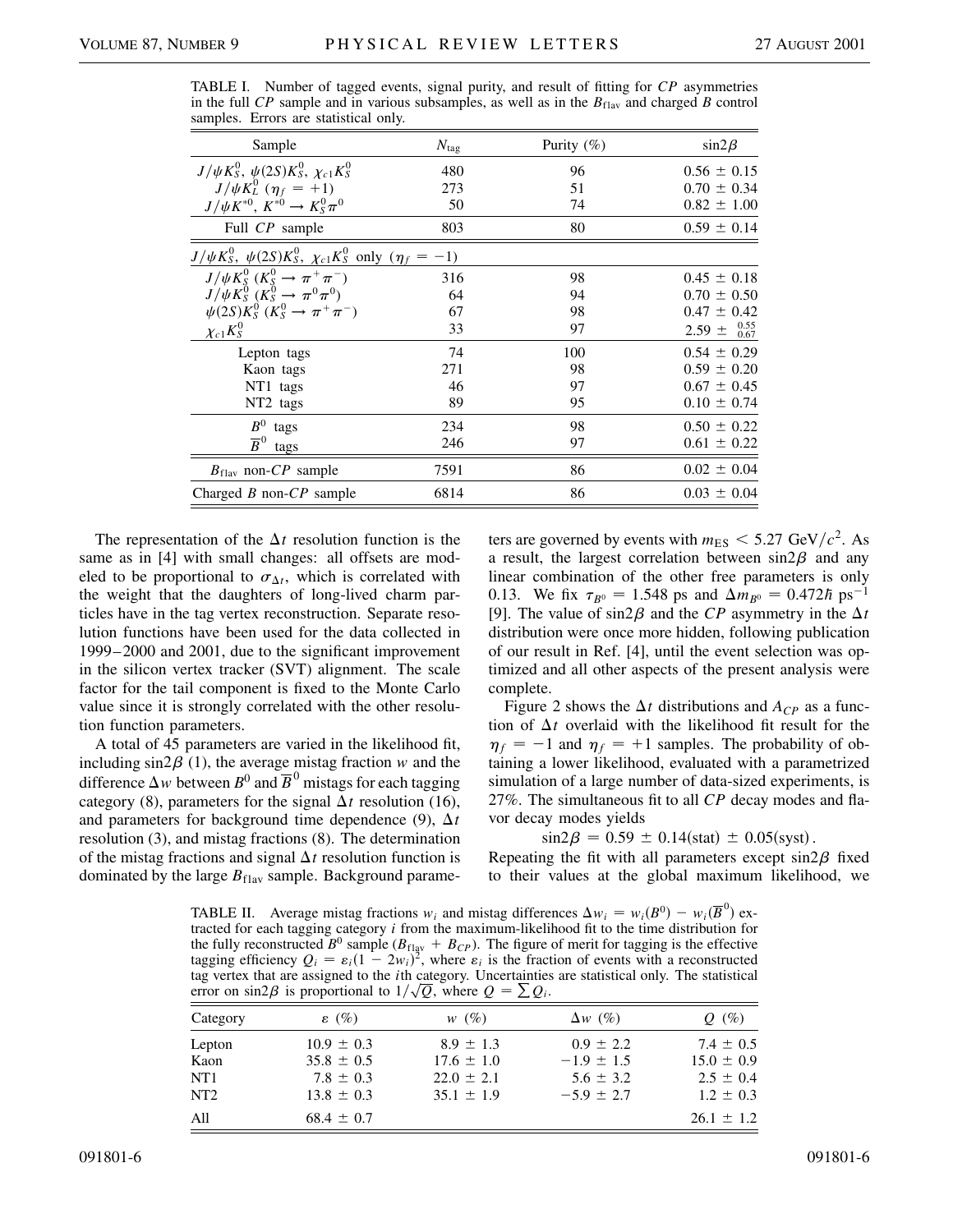TABLE I. Number of tagged events, signal purity, and result of fitting for *CP* asymmetries in the full *CP* sample and in various subsamples, as well as in the $B_{\rm flav}$ and charged $B$ control samples. Errors are statistical only.

| Sample | $N_{\rm tag}$ | Purity (%) | $\sin 2\beta$ |
|---|---|---|---|
| $J/\psi K_S^0$, $\psi(2S)K_S^0$, $\chi_{c1}K_S^0$ | 480 | 96 | $0.56 \pm 0.15$ |
| $J/\psi K_L^0$ ($\eta_f = +1$) | 273 | 51 | $0.70 \pm 0.34$ |
| $J/\psi K^{*0}$, $K^{*0} \to K_S^0 \pi^0$ | 50 | 74 | $0.82 \pm 1.00$ |
| Full *CP* sample | 803 | 80 | $0.59 \pm 0.14$ |
| $J/\psi K_S^0$, $\psi(2S)K_S^0$, $\chi_{c1}K_S^0$ only ($\eta_f = -1$) | | | |
| $J/\psi K_S^0$ ($K_S^0 \to \pi^+\pi^-$) | 316 | 98 | $0.45 \pm 0.18$ |
| $J/\psi K_S^0$ ($K_S^0 \to \pi^0\pi^0$) | 64 | 94 | $0.70 \pm 0.50$ |
| $\psi(2S)K_S^0$ ($K_S^0 \to \pi^+\pi^-$) | 67 | 98 | $0.47 \pm 0.42$ |
| $\chi_{c1}K_S^0$ | 33 | 97 | $2.59 \pm ^{0.55}_{0.67}$ |
| Lepton tags | 74 | 100 | $0.54 \pm 0.29$ |
| Kaon tags | 271 | 98 | $0.59 \pm 0.20$ |
| NT1 tags | 46 | 97 | $0.67 \pm 0.45$ |
| NT2 tags | 89 | 95 | $0.10 \pm 0.74$ |
| $B^0$ tags | 234 | 98 | $0.50 \pm 0.22$ |
| $\overline{B}^0$ tags | 246 | 97 | $0.61 \pm 0.22$ |
| $B_{\rm flav}$ non-*CP* sample | 7591 | 86 | $0.02 \pm 0.04$ |
| Charged $B$ non-*CP* sample | 6814 | 86 | $0.03 \pm 0.04$ |

The representation of the $\Delta t$ resolution function is the same as in [4] with small changes: all offsets are modeled to be proportional to $\sigma_{\Delta t}$, which is correlated with the weight that the daughters of long-lived charm particles have in the tag vertex reconstruction. Separate resolution functions have been used for the data collected in 1999–2000 and 2001, due to the significant improvement in the silicon vertex tracker (SVT) alignment. The scale factor for the tail component is fixed to the Monte Carlo value since it is strongly correlated with the other resolution function parameters.

A total of 45 parameters are varied in the likelihood fit, including $\sin 2\beta$ (1), the average mistag fraction $w$ and the difference $\Delta w$ between $B^0$ and $\overline{B}^0$ mistags for each tagging category (8), parameters for the signal $\Delta t$ resolution (16), and parameters for background time dependence (9), $\Delta t$ resolution (3), and mistag fractions (8). The determination of the mistag fractions and signal $\Delta t$ resolution function is dominated by the large $B_{\rm flav}$ sample. Background parameters are governed by events with $m_{\rm ES} < 5.27$ GeV/$c^2$. As a result, the largest correlation between $\sin 2\beta$ and any linear combination of the other free parameters is only 0.13. We fix $\tau_{B^0} = 1.548$ ps and $\Delta m_{B^0} = 0.472\hbar$ ps$^{-1}$ [9]. The value of $\sin 2\beta$ and the *CP* asymmetry in the $\Delta t$ distribution were once more hidden, following publication of our result in Ref. [4], until the event selection was optimized and all other aspects of the present analysis were complete.

Figure 2 shows the $\Delta t$ distributions and $A_{CP}$ as a function of $\Delta t$ overlaid with the likelihood fit result for the $\eta_f = -1$ and $\eta_f = +1$ samples. The probability of obtaining a lower likelihood, evaluated with a parametrized simulation of a large number of data-sized experiments, is 27%. The simultaneous fit to all *CP* decay modes and flavor decay modes yields

$$\sin 2\beta = 0.59 \pm 0.14(\text{stat}) \pm 0.05(\text{syst}).$$

Repeating the fit with all parameters except $\sin 2\beta$ fixed to their values at the global maximum likelihood, we

TABLE II. Average mistag fractions $w_i$ and mistag differences $\Delta w_i = w_i(B^0) - w_i(\overline{B}^0)$ extracted for each tagging category $i$ from the maximum-likelihood fit to the time distribution for the fully reconstructed $B^0$ sample ($B_{\rm flav} + B_{CP}$). The figure of merit for tagging is the effective tagging efficiency $Q_i = \varepsilon_i(1 - 2w_i)^2$, where $\varepsilon_i$ is the fraction of events with a reconstructed tag vertex that are assigned to the $i$th category. Uncertainties are statistical only. The statistical error on $\sin 2\beta$ is proportional to $1/\sqrt{Q}$, where $Q = \sum Q_i$.

| Category | $\varepsilon$ (%) | $w$ (%) | $\Delta w$ (%) | $Q$ (%) |
|---|---|---|---|---|
| Lepton | $10.9 \pm 0.3$ | $8.9 \pm 1.3$ | $0.9 \pm 2.2$ | $7.4 \pm 0.5$ |
| Kaon | $35.8 \pm 0.5$ | $17.6 \pm 1.0$ | $-1.9 \pm 1.5$ | $15.0 \pm 0.9$ |
| NT1 | $7.8 \pm 0.3$ | $22.0 \pm 2.1$ | $5.6 \pm 3.2$ | $2.5 \pm 0.4$ |
| NT2 | $13.8 \pm 0.3$ | $35.1 \pm 1.9$ | $-5.9 \pm 2.7$ | $1.2 \pm 0.3$ |
| All | $68.4 \pm 0.7$ | | | $26.1 \pm 1.2$ |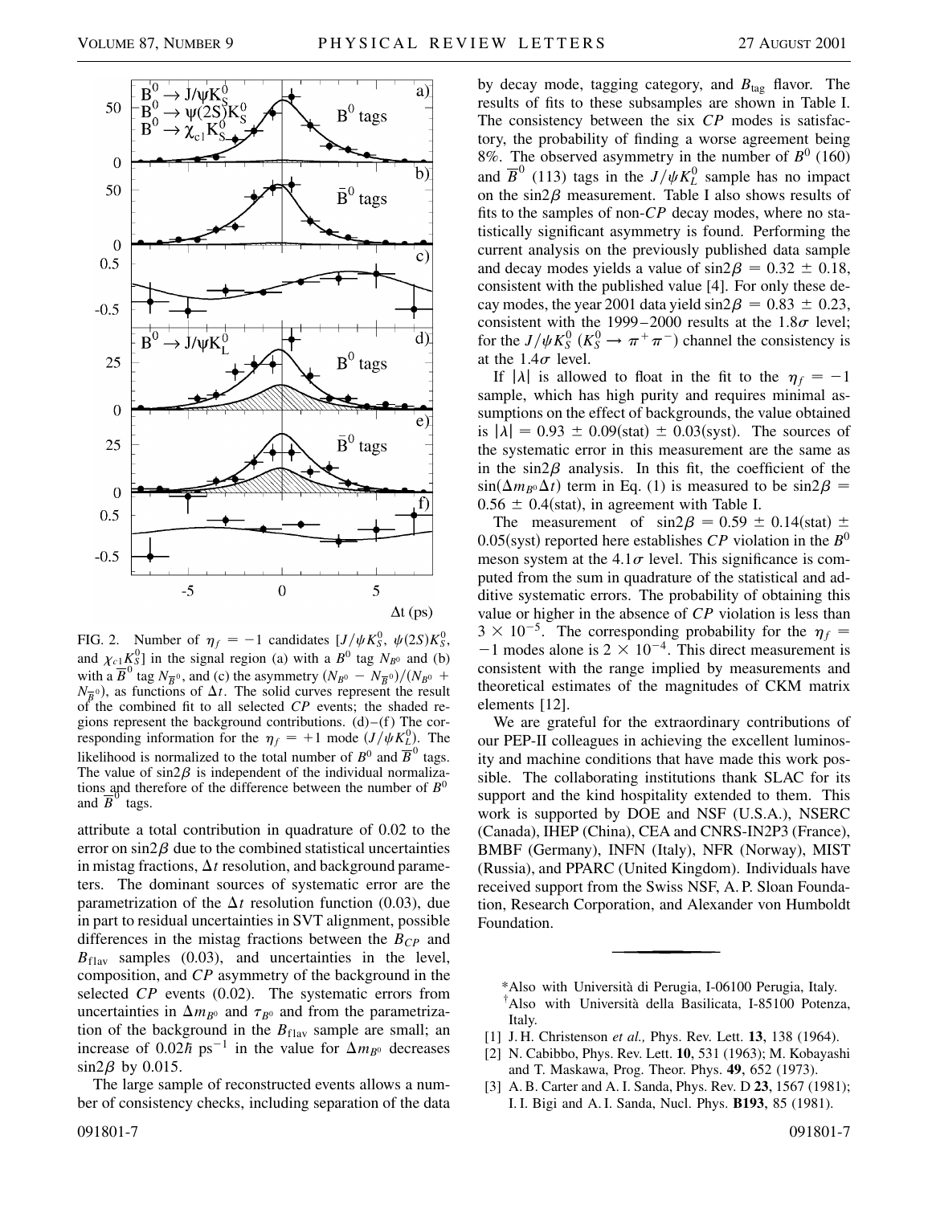FIG. 2. Number of $\eta_f = -1$ candidates [$J/\psi K_S^0$, $\psi(2S)K_S^0$, and $\chi_{c1}K_S^0$] in the signal region (a) with a $B^0$ tag $N_{B^0}$ and (b) with a $\overline{B}^0$ tag $N_{\overline{B}^0}$, and (c) the asymmetry $(N_{B^0} - N_{\overline{B}^0})/(N_{B^0} + N_{\overline{B}^0})$, as functions of $\Delta t$. The solid curves represent the result of the combined fit to all selected $CP$ events; the shaded regions represent the background contributions. (d)–(f) The corresponding information for the $\eta_f = +1$ mode ($J/\psi K_L^0$). The likelihood is normalized to the total number of $B^0$ and $\overline{B}^0$ tags. The value of $\sin 2\beta$ is independent of the individual normalizations and therefore of the difference between the number of $B^0$ and $\overline{B}^0$ tags.

attribute a total contribution in quadrature of 0.02 to the error on $\sin 2\beta$ due to the combined statistical uncertainties in mistag fractions, $\Delta t$ resolution, and background parameters. The dominant sources of systematic error are the parametrization of the $\Delta t$ resolution function (0.03), due in part to residual uncertainties in SVT alignment, possible differences in the mistag fractions between the $B_{CP}$ and $B_{\rm flav}$ samples (0.03), and uncertainties in the level, composition, and $CP$ asymmetry of the background in the selected $CP$ events (0.02). The systematic errors from uncertainties in $\Delta m_{B^0}$ and $\tau_{B^0}$ and from the parametrization of the background in the $B_{\rm flav}$ sample are small; an increase of $0.02\hbar$ ps$^{-1}$ in the value for $\Delta m_{B^0}$ decreases $\sin 2\beta$ by 0.015.

The large sample of reconstructed events allows a number of consistency checks, including separation of the data by decay mode, tagging category, and $B_{\rm tag}$ flavor. The results of fits to these subsamples are shown in Table I. The consistency between the six $CP$ modes is satisfactory, the probability of finding a worse agreement being 8%. The observed asymmetry in the number of $B^0$ (160) and $\overline{B}^0$ (113) tags in the $J/\psi K_L^0$ sample has no impact on the $\sin 2\beta$ measurement. Table I also shows results of fits to the samples of non-$CP$ decay modes, where no statistically significant asymmetry is found. Performing the current analysis on the previously published data sample and decay modes yields a value of $\sin 2\beta = 0.32 \pm 0.18$, consistent with the published value [4]. For only these decay modes, the year 2001 data yield $\sin 2\beta = 0.83 \pm 0.23$, consistent with the 1999–2000 results at the $1.8\sigma$ level; for the $J/\psi K_S^0$ ($K_S^0 \to \pi^+\pi^-$) channel the consistency is at the $1.4\sigma$ level.

If $|\lambda|$ is allowed to float in the fit to the $\eta_f = -1$ sample, which has high purity and requires minimal assumptions on the effect of backgrounds, the value obtained is $|\lambda| = 0.93 \pm 0.09({\rm stat}) \pm 0.03({\rm syst})$. The sources of the systematic error in this measurement are the same as in the $\sin 2\beta$ analysis. In this fit, the coefficient of the $\sin(\Delta m_{B^0}\Delta t)$ term in Eq. (1) is measured to be $\sin 2\beta = 0.56 \pm 0.4({\rm stat})$, in agreement with Table I.

The measurement of $\sin 2\beta = 0.59 \pm 0.14({\rm stat}) \pm 0.05({\rm syst})$ reported here establishes $CP$ violation in the $B^0$ meson system at the $4.1\sigma$ level. This significance is computed from the sum in quadrature of the statistical and additive systematic errors. The probability of obtaining this value or higher in the absence of $CP$ violation is less than $3 \times 10^{-5}$. The corresponding probability for the $\eta_f = -1$ modes alone is $2 \times 10^{-4}$. This direct measurement is consistent with the range implied by measurements and theoretical estimates of the magnitudes of CKM matrix elements [12].

We are grateful for the extraordinary contributions of our PEP-II colleagues in achieving the excellent luminosity and machine conditions that have made this work possible. The collaborating institutions thank SLAC for its support and the kind hospitality extended to them. This work is supported by DOE and NSF (U.S.A.), NSERC (Canada), IHEP (China), CEA and CNRS-IN2P3 (France), BMBF (Germany), INFN (Italy), NFR (Norway), MIST (Russia), and PPARC (United Kingdom). Individuals have received support from the Swiss NSF, A. P. Sloan Foundation, Research Corporation, and Alexander von Humboldt Foundation.

---

*Also with Università di Perugia, I-06100 Perugia, Italy.

†Also with Università della Basilicata, I-85100 Potenza, Italy.

[1] J. H. Christenson *et al.,* Phys. Rev. Lett. **13**, 138 (1964).

[2] N. Cabibbo, Phys. Rev. Lett. **10**, 531 (1963); M. Kobayashi and T. Maskawa, Prog. Theor. Phys. **49**, 652 (1973).

[3] A. B. Carter and A. I. Sanda, Phys. Rev. D **23**, 1567 (1981); I. I. Bigi and A. I. Sanda, Nucl. Phys. **B193**, 85 (1981).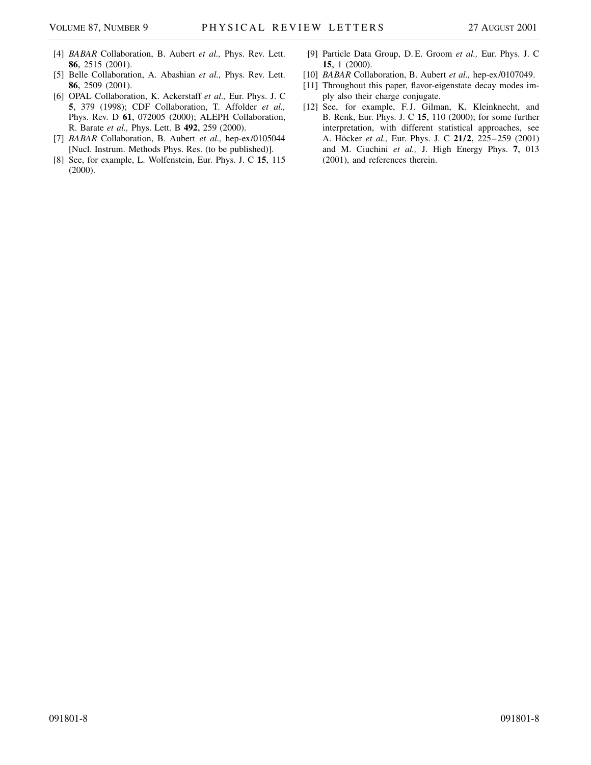[4] *BABAR* Collaboration, B. Aubert *et al.,* Phys. Rev. Lett. **86**, 2515 (2001).

[5] Belle Collaboration, A. Abashian *et al.,* Phys. Rev. Lett. **86**, 2509 (2001).

[6] OPAL Collaboration, K. Ackerstaff *et al.,* Eur. Phys. J. C **5**, 379 (1998); CDF Collaboration, T. Affolder *et al.,* Phys. Rev. D **61**, 072005 (2000); ALEPH Collaboration, R. Barate *et al.,* Phys. Lett. B **492**, 259 (2000).

[7] *BABAR* Collaboration, B. Aubert *et al.,* hep-ex/0105044 [Nucl. Instrum. Methods Phys. Res. (to be published)].

[8] See, for example, L. Wolfenstein, Eur. Phys. J. C **15**, 115 (2000).

[9] Particle Data Group, D. E. Groom *et al.,* Eur. Phys. J. C **15**, 1 (2000).

[10] *BABAR* Collaboration, B. Aubert *et al.,* hep-ex/0107049.

[11] Throughout this paper, flavor-eigenstate decay modes imply also their charge conjugate.

[12] See, for example, F. J. Gilman, K. Kleinknecht, and B. Renk, Eur. Phys. J. C **15**, 110 (2000); for some further interpretation, with different statistical approaches, see A. Höcker *et al.,* Eur. Phys. J. C **21/2**, 225–259 (2001) and M. Ciuchini *et al.,* J. High Energy Phys. **7**, 013 (2001), and references therein.